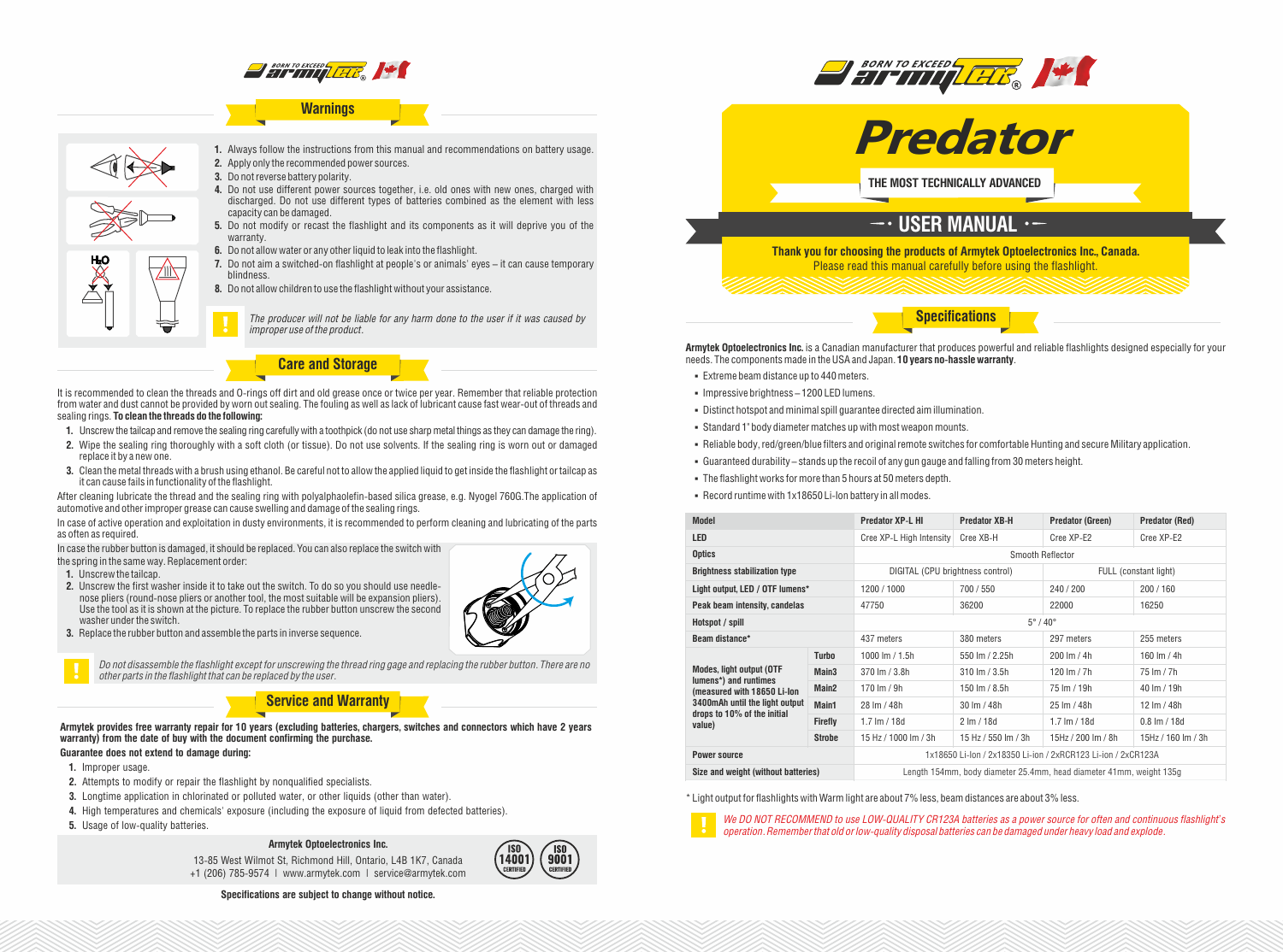## Warnings

1. Always follow the instructions from this manual and recommendations on battery usage.
2. Apply only the recommended power sources.
3. Do not reverse battery polarity.
4. Do not use different power sources together, i.e. old ones with new ones, charged with discharged. Do not use different types of batteries combined as the element with less capacity can be damaged.
5. Do not modify or recast the flashlight and its components as it will deprive you of the warranty.
6. Do not allow water or any other liquid to leak into the flashlight.
7. Do not aim a switched-on flashlight at people's or animals' eyes – it can cause temporary blindness.
8. Do not allow children to use the flashlight without your assistance.

*The producer will not be liable for any harm done to the user if it was caused by improper use of the product.*

## Care and Storage

It is recommended to clean the threads and O-rings off dirt and old grease once or twice per year. Remember that reliable protection from water and dust cannot be provided by worn out sealing. The fouling as well as lack of lubricant cause fast wear-out of threads and sealing rings. **To clean the threads do the following:**

1. Unscrew the tailcap and remove the sealing ring carefully with a toothpick (do not use sharp metal things as they can damage the ring).
2. Wipe the sealing ring thoroughly with a soft cloth (or tissue). Do not use solvents. If the sealing ring is worn out or damaged replace it by a new one.
3. Clean the metal threads with a brush using ethanol. Be careful not to allow the applied liquid to get inside the flashlight or tailcap as it can cause fails in functionality of the flashlight.

After cleaning lubricate the thread and the sealing ring with polyalphaolefin-based silica grease, e.g. Nyogel 760G.The application of automotive and other improper grease can cause swelling and damage of the sealing rings.

In case of active operation and exploitation in dusty environments, it is recommended to perform cleaning and lubricating of the parts as often as required.

In case the rubber button is damaged, it should be replaced. You can also replace the switch with the spring in the same way. Replacement order:

1. Unscrew the tailcap.
2. Unscrew the first washer inside it to take out the switch. To do so you should use needle-nose pliers (round-nose pliers or another tool, the most suitable will be expansion pliers). Use the tool as it is shown at the picture. To replace the rubber button unscrew the second washer under the switch.
3. Replace the rubber button and assemble the parts in inverse sequence.

*Do not disassemble the flashlight except for unscrewing the thread ring gage and replacing the rubber button. There are no other parts in the flashlight that can be replaced by the user.*

## Service and Warranty

**Armytek provides free warranty repair for 10 years (excluding batteries, chargers, switches and connectors which have 2 years warranty) from the date of buy with the document confirming the purchase.**

**Guarantee does not extend to damage during:**

1. Improper usage.
2. Attempts to modify or repair the flashlight by nonqualified specialists.
3. Longtime application in chlorinated or polluted water, or other liquids (other than water).
4. High temperatures and chemicals' exposure (including the exposure of liquid from defected batteries).
5. Usage of low-quality batteries.

**Armytek Optoelectronics Inc.**

13-85 West Wilmot St, Richmond Hill, Ontario, L4B 1K7, Canada
+1 (206) 785-9574 | www.armytek.com | service@armytek.com

ISO 14001 CERTIFIED ISO 9001 CERTIFIED

**Specifications are subject to change without notice.**

# Predator

**THE MOST TECHNICALLY ADVANCED**

## USER MANUAL

**Thank you for choosing the products of Armytek Optoelectronics Inc., Canada.**
Please read this manual carefully before using the flashlight.

## Specifications

**Armytek Optoelectronics Inc.** is a Canadian manufacturer that produces powerful and reliable flashlights designed especially for your needs. The components made in the USA and Japan. **10 years no-hassle warranty**.

- Extreme beam distance up to 440 meters.
- Impressive brightness – 1200 LED lumens.
- Distinct hotspot and minimal spill guarantee directed aim illumination.
- Standard 1" body diameter matches up with most weapon mounts.
- Reliable body, red/green/blue filters and original remote switches for comfortable Hunting and secure Military application.
- Guaranteed durability – stands up the recoil of any gun gauge and falling from 30 meters height.
- The flashlight works for more than 5 hours at 50 meters depth.
- Record runtime with 1x18650 Li-Ion battery in all modes.

| Model | | Predator XP-L HI | Predator XB-H | Predator (Green) | Predator (Red) |
|---|---|---|---|---|---|
| LED | | Cree XP-L High Intensity | Cree XB-H | Cree XP-E2 | Cree XP-E2 |
| Optics | | Smooth Reflector | | | |
| Brightness stabilization type | | DIGITAL (CPU brightness control) | | FULL (constant light) | |
| Light output, LED / OTF lumens* | | 1200 / 1000 | 700 / 550 | 240 / 200 | 200 / 160 |
| Peak beam intensity, candelas | | 47750 | 36200 | 22000 | 16250 |
| Hotspot / spill | | 5° / 40° | | | |
| Beam distance* | | 437 meters | 380 meters | 297 meters | 255 meters |
| Modes, light output (OTF lumens*) and runtimes (measured with 18650 Li-Ion 3400mAh until the light output drops to 10% of the initial value) | Turbo | 1000 lm / 1.5h | 550 lm / 2.25h | 200 lm / 4h | 160 lm / 4h |
| | Main3 | 370 lm / 3.8h | 310 lm / 3.5h | 120 lm / 7h | 75 lm / 7h |
| | Main2 | 170 lm / 9h | 150 lm / 8.5h | 75 lm / 19h | 40 lm / 19h |
| | Main1 | 28 lm / 48h | 30 lm / 48h | 25 lm / 48h | 12 lm / 48h |
| | Firefly | 1.7 lm / 18d | 2 lm / 18d | 1.7 lm / 18d | 0.8 lm / 18d |
| | Strobe | 15 Hz / 1000 lm / 3h | 15 Hz / 550 lm / 3h | 15Hz / 200 lm / 8h | 15Hz / 160 lm / 3h |
| Power source | | 1x18650 Li-Ion / 2x18350 Li-ion / 2xRCR123 Li-ion / 2xCR123A | | | |
| Size and weight (without batteries) | | Length 154mm, body diameter 25.4mm, head diameter 41mm, weight 135g | | | |

\* Light output for flashlights with Warm light are about 7% less, beam distances are about 3% less.

*We DO NOT RECOMMEND to use LOW-QUALITY CR123A batteries as a power source for often and continuous flashlight's operation. Remember that old or low-quality disposal batteries can be damaged under heavy load and explode.*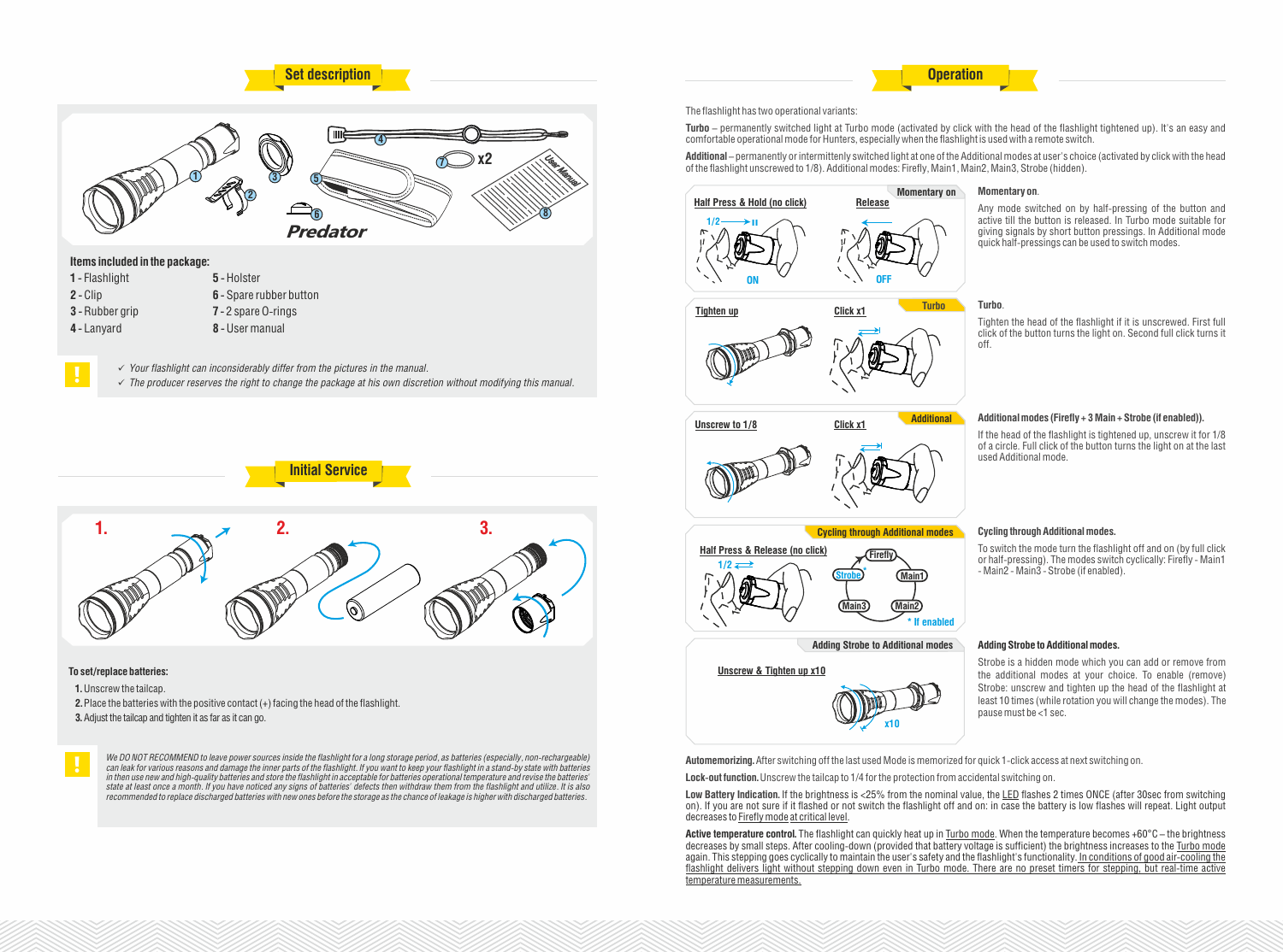## Set description

Predator

**Items included in the package:**

- **1** - Flashlight
- **2** - Clip
- **3** - Rubber grip
- **4** - Lanyard
- **5** - Holster
- **6** - Spare rubber button
- **7** - 2 spare O-rings
- **8** - User manual

!

- ✓ *Your flashlight can inconsiderably differ from the pictures in the manual.*
- ✓ *The producer reserves the right to change the package at his own discretion without modifying this manual.*

## Initial Service

1. 2. 3.

**To set/replace batteries:**

1. Unscrew the tailcap.
2. Place the batteries with the positive contact (+) facing the head of the flashlight.
3. Adjust the tailcap and tighten it as far as it can go.

!

*We DO NOT RECOMMEND to leave power sources inside the flashlight for a long storage period, as batteries (especially, non-rechargeable) can leak for various reasons and damage the inner parts of the flashlight. If you want to keep your flashlight in a stand-by state with batteries in then use new and high-quality batteries and store the flashlight in acceptable for batteries operational temperature and revise the batteries' state at least once a month. If you have noticed any signs of batteries' defects then withdraw them from the flashlight and utilize. It is also recommended to replace discharged batteries with new ones before the storage as the chance of leakage is higher with discharged batteries.*

## Operation

The flashlight has two operational variants:

**Turbo** – permanently switched light at Turbo mode (activated by click with the head of the flashlight tightened up). It's an easy and comfortable operational mode for Hunters, especially when the flashlight is used with a remote switch.

**Additional** – permanently or intermittenly switched light at one of the Additional modes at user's choice (activated by click with the head of the flashlight unscrewed to 1/8). Additional modes: Firefly, Main1, Main2, Main3, Strobe (hidden).

**Momentary on**

Half Press & Hold (no click) — 1/2 — ON; Release — OFF

**Momentary on**.

Any mode switched on by half-pressing of the button and active till the button is released. In Turbo mode suitable for giving signals by short button pressings. In Additional mode quick half-pressings can be used to switch modes.

**Turbo**

Tighten up; Click x1

**Turbo**.

Tighten the head of the flashlight if it is unscrewed. First full click of the button turns the light on. Second full click turns it off.

**Additional**

Unscrew to 1/8; Click x1

**Additional modes (Firefly + 3 Main + Strobe (if enabled)).**

If the head of the flashlight is tightened up, unscrew it for 1/8 of a circle. Full click of the button turns the light on at the last used Additional mode.

**Cycling through Additional modes**

Half Press & Release (no click) — 1/2; Firefly, Main1, Main2, Main3, Strobe* — * If enabled

**Cycling through Additional modes.**

To switch the mode turn the flashlight off and on (by full click or half-pressing). The modes switch cyclically: Firefly - Main1 - Main2 - Main3 - Strobe (if enabled).

**Adding Strobe to Additional modes**

Unscrew & Tighten up x10; x10

**Adding Strobe to Additional modes.**

Strobe is a hidden mode which you can add or remove from the additional modes at your choice. To enable (remove) Strobe: unscrew and tighten up the head of the flashlight at least 10 times (while rotation you will change the modes). The pause must be <1 sec.

**Automemorizing.** After switching off the last used Mode is memorized for quick 1-click access at next switching on.

**Lock-out function.** Unscrew the tailcap to 1/4 for the protection from accidental switching on.

**Low Battery Indication.** If the brightness is <25% from the nominal value, the LED flashes 2 times ONCE (after 30sec from switching on). If you are not sure if it flashed or not switch the flashlight off and on: in case the battery is low flashes will repeat. Light output decreases to Firefly mode at critical level.

**Active temperature control.** The flashlight can quickly heat up in Turbo mode. When the temperature becomes +60°C – the brightness decreases by small steps. After cooling-down (provided that battery voltage is sufficient) the brightness increases to the Turbo mode again. This stepping goes cyclically to maintain the user's safety and the flashlight's functionality. In conditions of good air-cooling the flashlight delivers light without stepping down even in Turbo mode. There are no preset timers for stepping, but real-time active temperature measurements.